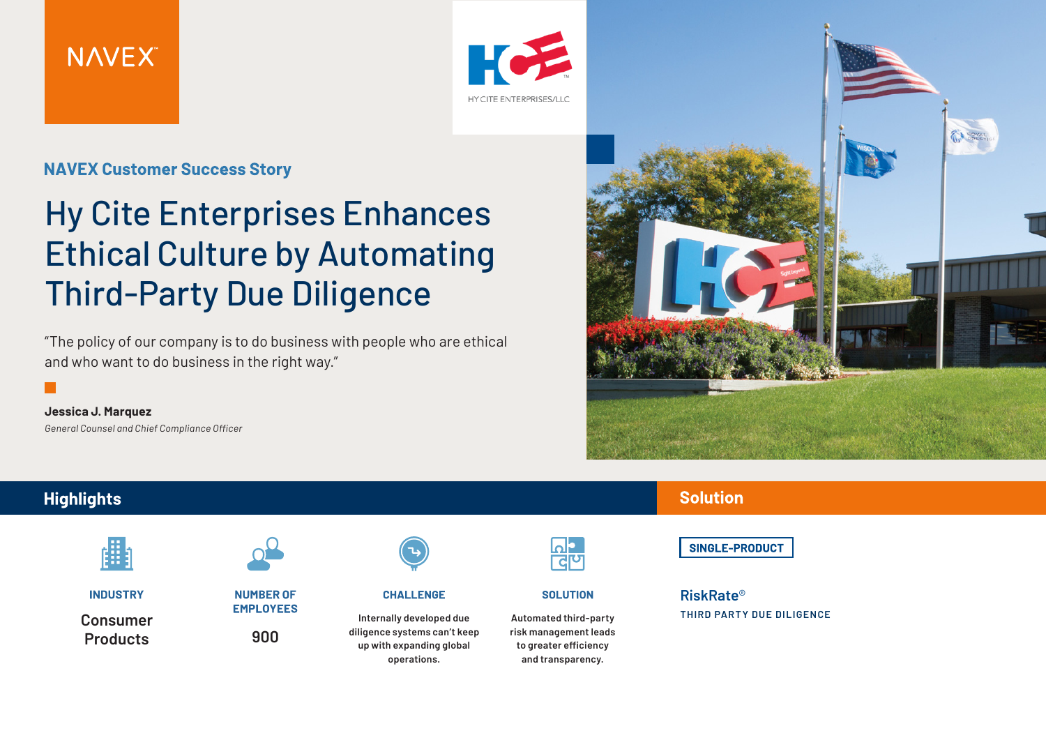NAVEX

HY CITE ENTERPRISES/LLC

**NAVEX Customer Success Story**

# Hy Cite Enterprises Enhances Ethical Culture by Automating Third-Party Due Diligence

"The policy of our company is to do business with people who are ethical and who want to do business in the right way."

**Jessica J. Marquez**
*General Counsel and Chief Compliance Officer*

## Highlights

**INDUSTRY**

Consumer Products

**NUMBER OF EMPLOYEES**

900

**CHALLENGE**

Internally developed due diligence systems can't keep up with expanding global operations.

**SOLUTION**

Automated third-party risk management leads to greater efficiency and transparency.

## Solution

**SINGLE-PRODUCT**

**RiskRate®**
THIRD PARTY DUE DILIGENCE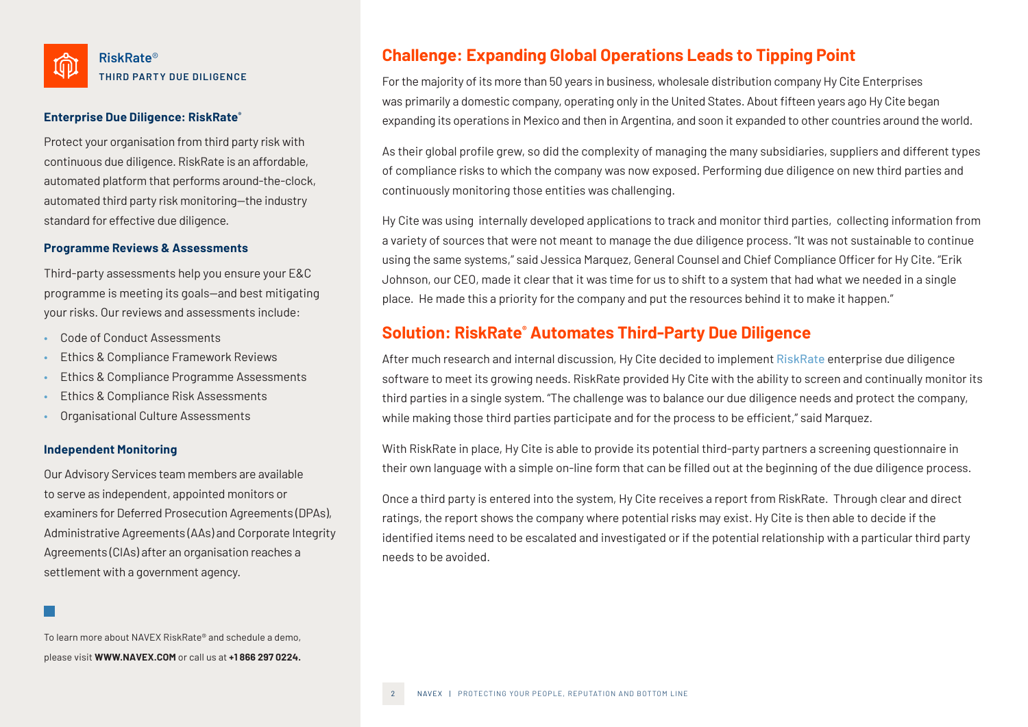**RiskRate®**
**THIRD PARTY DUE DILIGENCE**

### Enterprise Due Diligence: RiskRate®

Protect your organisation from third party risk with continuous due diligence. RiskRate is an affordable, automated platform that performs around-the-clock, automated third party risk monitoring—the industry standard for effective due diligence.

### Programme Reviews & Assessments

Third-party assessments help you ensure your E&C programme is meeting its goals—and best mitigating your risks. Our reviews and assessments include:

- Code of Conduct Assessments
- Ethics & Compliance Framework Reviews
- Ethics & Compliance Programme Assessments
- Ethics & Compliance Risk Assessments
- Organisational Culture Assessments

### Independent Monitoring

Our Advisory Services team members are available to serve as independent, appointed monitors or examiners for Deferred Prosecution Agreements (DPAs), Administrative Agreements (AAs) and Corporate Integrity Agreements (CIAs) after an organisation reaches a settlement with a government agency.

To learn more about NAVEX RiskRate® and schedule a demo, please visit **WWW.NAVEX.COM** or call us at **+1 866 297 0224.**

## Challenge: Expanding Global Operations Leads to Tipping Point

For the majority of its more than 50 years in business, wholesale distribution company Hy Cite Enterprises was primarily a domestic company, operating only in the United States. About fifteen years ago Hy Cite began expanding its operations in Mexico and then in Argentina, and soon it expanded to other countries around the world.

As their global profile grew, so did the complexity of managing the many subsidiaries, suppliers and different types of compliance risks to which the company was now exposed. Performing due diligence on new third parties and continuously monitoring those entities was challenging.

Hy Cite was using internally developed applications to track and monitor third parties, collecting information from a variety of sources that were not meant to manage the due diligence process. "It was not sustainable to continue using the same systems," said Jessica Marquez, General Counsel and Chief Compliance Officer for Hy Cite. "Erik Johnson, our CEO, made it clear that it was time for us to shift to a system that had what we needed in a single place. He made this a priority for the company and put the resources behind it to make it happen."

## Solution: RiskRate® Automates Third-Party Due Diligence

After much research and internal discussion, Hy Cite decided to implement RiskRate enterprise due diligence software to meet its growing needs. RiskRate provided Hy Cite with the ability to screen and continually monitor its third parties in a single system. "The challenge was to balance our due diligence needs and protect the company, while making those third parties participate and for the process to be efficient," said Marquez.

With RiskRate in place, Hy Cite is able to provide its potential third-party partners a screening questionnaire in their own language with a simple on-line form that can be filled out at the beginning of the due diligence process.

Once a third party is entered into the system, Hy Cite receives a report from RiskRate. Through clear and direct ratings, the report shows the company where potential risks may exist. Hy Cite is then able to decide if the identified items need to be escalated and investigated or if the potential relationship with a particular third party needs to be avoided.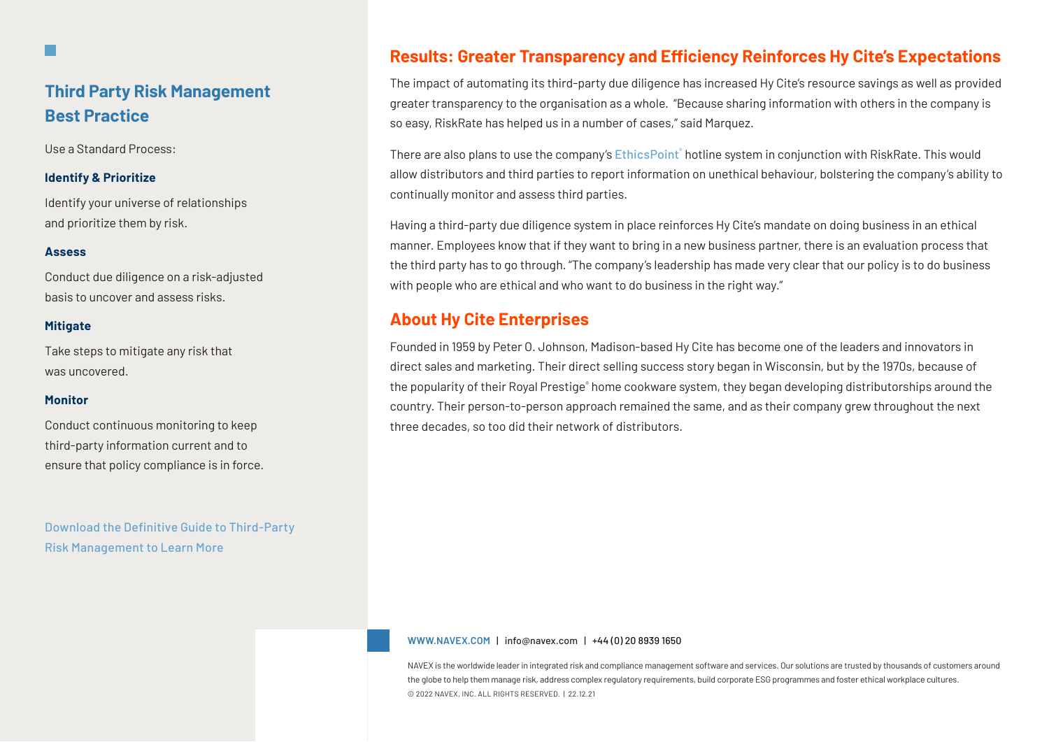## Third Party Risk Management Best Practice

Use a Standard Process:

**Identify & Prioritize**

Identify your universe of relationships and prioritize them by risk.

**Assess**

Conduct due diligence on a risk-adjusted basis to uncover and assess risks.

**Mitigate**

Take steps to mitigate any risk that was uncovered.

**Monitor**

Conduct continuous monitoring to keep third-party information current and to ensure that policy compliance is in force.

Download the Definitive Guide to Third-Party Risk Management to Learn More

## Results: Greater Transparency and Efficiency Reinforces Hy Cite's Expectations

The impact of automating its third-party due diligence has increased Hy Cite's resource savings as well as provided greater transparency to the organisation as a whole. "Because sharing information with others in the company is so easy, RiskRate has helped us in a number of cases," said Marquez.

There are also plans to use the company's EthicsPoint® hotline system in conjunction with RiskRate. This would allow distributors and third parties to report information on unethical behaviour, bolstering the company's ability to continually monitor and assess third parties.

Having a third-party due diligence system in place reinforces Hy Cite's mandate on doing business in an ethical manner. Employees know that if they want to bring in a new business partner, there is an evaluation process that the third party has to go through. "The company's leadership has made very clear that our policy is to do business with people who are ethical and who want to do business in the right way."

## About Hy Cite Enterprises

Founded in 1959 by Peter O. Johnson, Madison-based Hy Cite has become one of the leaders and innovators in direct sales and marketing. Their direct selling success story began in Wisconsin, but by the 1970s, because of the popularity of their Royal Prestige® home cookware system, they began developing distributorships around the country. Their person-to-person approach remained the same, and as their company grew throughout the next three decades, so too did their network of distributors.

WWW.NAVEX.COM | info@navex.com | +44 (0) 20 8939 1650

NAVEX is the worldwide leader in integrated risk and compliance management software and services. Our solutions are trusted by thousands of customers around the globe to help them manage risk, address complex regulatory requirements, build corporate ESG programmes and foster ethical workplace cultures.

© 2022 NAVEX, INC. ALL RIGHTS RESERVED. | 22.12.21